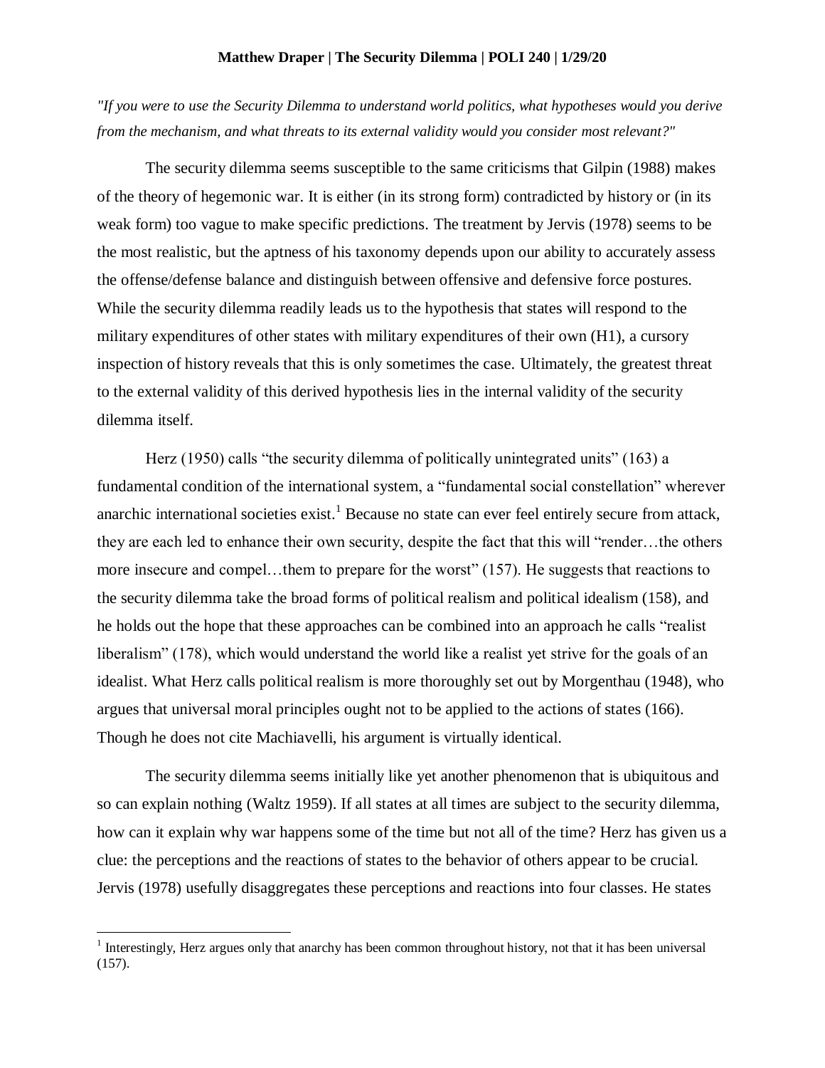**Matthew Draper | The Security Dilemma | POLI 240 | 1/29/20**

*"If you were to use the Security Dilemma to understand world politics, what hypotheses would you derive from the mechanism, and what threats to its external validity would you consider most relevant?"*

The security dilemma seems susceptible to the same criticisms that Gilpin (1988) makes of the theory of hegemonic war. It is either (in its strong form) contradicted by history or (in its weak form) too vague to make specific predictions. The treatment by Jervis (1978) seems to be the most realistic, but the aptness of his taxonomy depends upon our ability to accurately assess the offense/defense balance and distinguish between offensive and defensive force postures. While the security dilemma readily leads us to the hypothesis that states will respond to the military expenditures of other states with military expenditures of their own (H1), a cursory inspection of history reveals that this is only sometimes the case. Ultimately, the greatest threat to the external validity of this derived hypothesis lies in the internal validity of the security dilemma itself.

Herz (1950) calls "the security dilemma of politically unintegrated units" (163) a fundamental condition of the international system, a "fundamental social constellation" wherever anarchic international societies exist.[1] Because no state can ever feel entirely secure from attack, they are each led to enhance their own security, despite the fact that this will "render…the others more insecure and compel…them to prepare for the worst" (157). He suggests that reactions to the security dilemma take the broad forms of political realism and political idealism (158), and he holds out the hope that these approaches can be combined into an approach he calls "realist liberalism" (178), which would understand the world like a realist yet strive for the goals of an idealist. What Herz calls political realism is more thoroughly set out by Morgenthau (1948), who argues that universal moral principles ought not to be applied to the actions of states (166). Though he does not cite Machiavelli, his argument is virtually identical.

The security dilemma seems initially like yet another phenomenon that is ubiquitous and so can explain nothing (Waltz 1959). If all states at all times are subject to the security dilemma, how can it explain why war happens some of the time but not all of the time? Herz has given us a clue: the perceptions and the reactions of states to the behavior of others appear to be crucial. Jervis (1978) usefully disaggregates these perceptions and reactions into four classes. He states

[1] Interestingly, Herz argues only that anarchy has been common throughout history, not that it has been universal (157).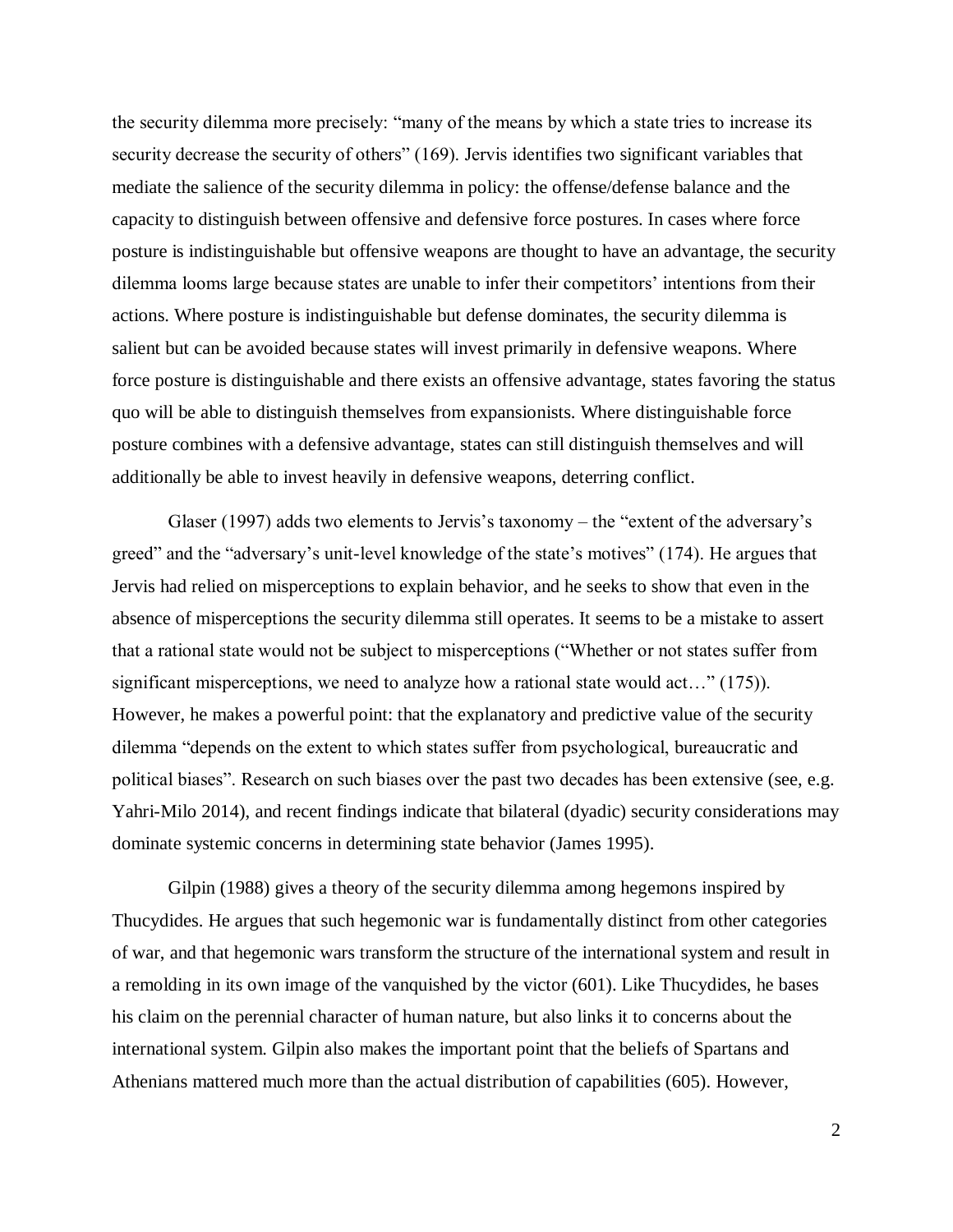the security dilemma more precisely: "many of the means by which a state tries to increase its security decrease the security of others" (169). Jervis identifies two significant variables that mediate the salience of the security dilemma in policy: the offense/defense balance and the capacity to distinguish between offensive and defensive force postures. In cases where force posture is indistinguishable but offensive weapons are thought to have an advantage, the security dilemma looms large because states are unable to infer their competitors' intentions from their actions. Where posture is indistinguishable but defense dominates, the security dilemma is salient but can be avoided because states will invest primarily in defensive weapons. Where force posture is distinguishable and there exists an offensive advantage, states favoring the status quo will be able to distinguish themselves from expansionists. Where distinguishable force posture combines with a defensive advantage, states can still distinguish themselves and will additionally be able to invest heavily in defensive weapons, deterring conflict.

Glaser (1997) adds two elements to Jervis's taxonomy – the "extent of the adversary's greed" and the "adversary's unit-level knowledge of the state's motives" (174). He argues that Jervis had relied on misperceptions to explain behavior, and he seeks to show that even in the absence of misperceptions the security dilemma still operates. It seems to be a mistake to assert that a rational state would not be subject to misperceptions ("Whether or not states suffer from significant misperceptions, we need to analyze how a rational state would act…" (175)). However, he makes a powerful point: that the explanatory and predictive value of the security dilemma "depends on the extent to which states suffer from psychological, bureaucratic and political biases". Research on such biases over the past two decades has been extensive (see, e.g. Yahri-Milo 2014), and recent findings indicate that bilateral (dyadic) security considerations may dominate systemic concerns in determining state behavior (James 1995).

Gilpin (1988) gives a theory of the security dilemma among hegemons inspired by Thucydides. He argues that such hegemonic war is fundamentally distinct from other categories of war, and that hegemonic wars transform the structure of the international system and result in a remolding in its own image of the vanquished by the victor (601). Like Thucydides, he bases his claim on the perennial character of human nature, but also links it to concerns about the international system. Gilpin also makes the important point that the beliefs of Spartans and Athenians mattered much more than the actual distribution of capabilities (605). However,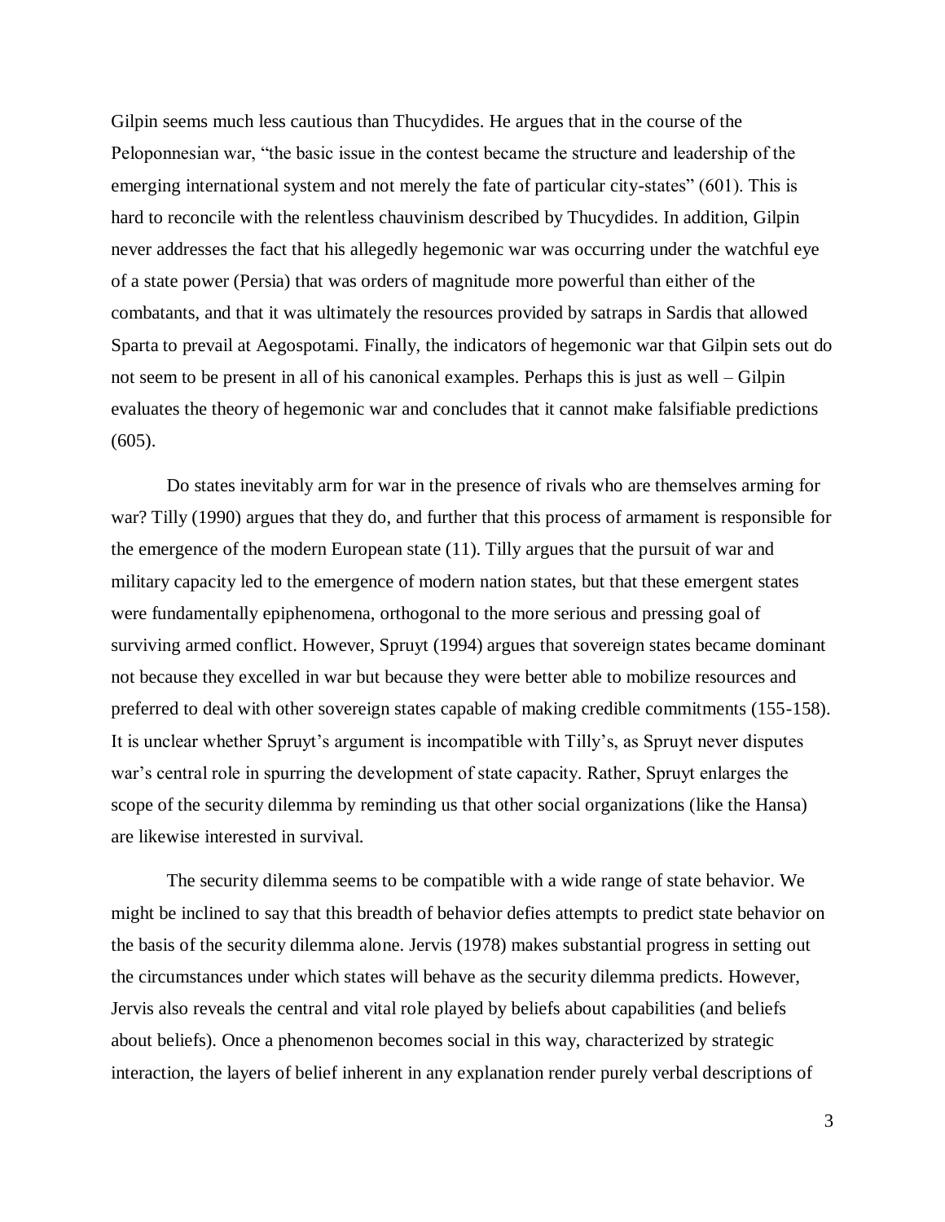Gilpin seems much less cautious than Thucydides. He argues that in the course of the Peloponnesian war, "the basic issue in the contest became the structure and leadership of the emerging international system and not merely the fate of particular city-states" (601). This is hard to reconcile with the relentless chauvinism described by Thucydides. In addition, Gilpin never addresses the fact that his allegedly hegemonic war was occurring under the watchful eye of a state power (Persia) that was orders of magnitude more powerful than either of the combatants, and that it was ultimately the resources provided by satraps in Sardis that allowed Sparta to prevail at Aegospotami. Finally, the indicators of hegemonic war that Gilpin sets out do not seem to be present in all of his canonical examples. Perhaps this is just as well – Gilpin evaluates the theory of hegemonic war and concludes that it cannot make falsifiable predictions (605).

Do states inevitably arm for war in the presence of rivals who are themselves arming for war? Tilly (1990) argues that they do, and further that this process of armament is responsible for the emergence of the modern European state (11). Tilly argues that the pursuit of war and military capacity led to the emergence of modern nation states, but that these emergent states were fundamentally epiphenomena, orthogonal to the more serious and pressing goal of surviving armed conflict. However, Spruyt (1994) argues that sovereign states became dominant not because they excelled in war but because they were better able to mobilize resources and preferred to deal with other sovereign states capable of making credible commitments (155-158). It is unclear whether Spruyt's argument is incompatible with Tilly's, as Spruyt never disputes war's central role in spurring the development of state capacity. Rather, Spruyt enlarges the scope of the security dilemma by reminding us that other social organizations (like the Hansa) are likewise interested in survival.

The security dilemma seems to be compatible with a wide range of state behavior. We might be inclined to say that this breadth of behavior defies attempts to predict state behavior on the basis of the security dilemma alone. Jervis (1978) makes substantial progress in setting out the circumstances under which states will behave as the security dilemma predicts. However, Jervis also reveals the central and vital role played by beliefs about capabilities (and beliefs about beliefs). Once a phenomenon becomes social in this way, characterized by strategic interaction, the layers of belief inherent in any explanation render purely verbal descriptions of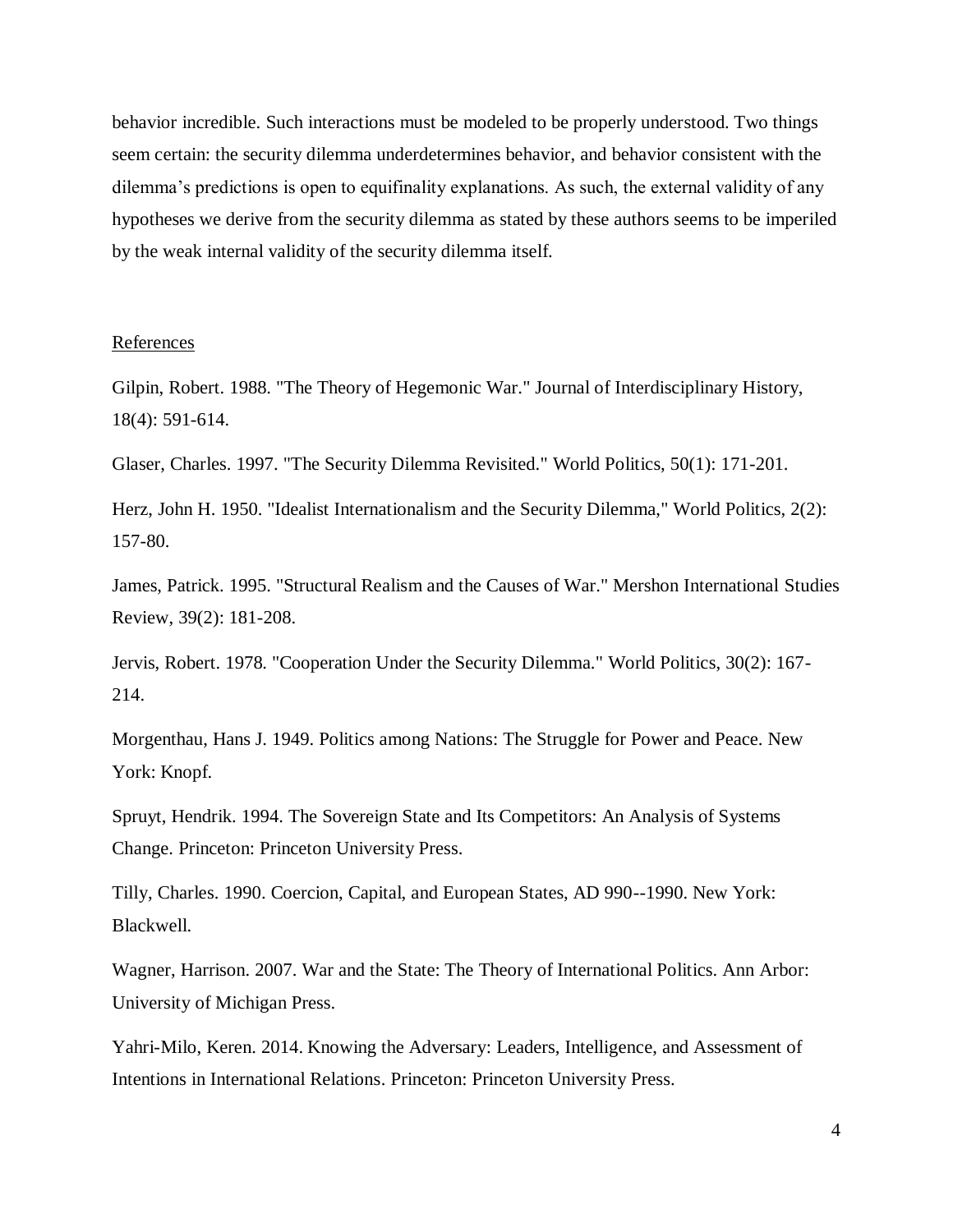behavior incredible. Such interactions must be modeled to be properly understood. Two things seem certain: the security dilemma underdetermines behavior, and behavior consistent with the dilemma's predictions is open to equifinality explanations. As such, the external validity of any hypotheses we derive from the security dilemma as stated by these authors seems to be imperiled by the weak internal validity of the security dilemma itself.

## References

Gilpin, Robert. 1988. "The Theory of Hegemonic War." Journal of Interdisciplinary History, 18(4): 591-614.

Glaser, Charles. 1997. "The Security Dilemma Revisited." World Politics, 50(1): 171-201.

Herz, John H. 1950. "Idealist Internationalism and the Security Dilemma," World Politics, 2(2): 157-80.

James, Patrick. 1995. "Structural Realism and the Causes of War." Mershon International Studies Review, 39(2): 181-208.

Jervis, Robert. 1978. "Cooperation Under the Security Dilemma." World Politics, 30(2): 167-214.

Morgenthau, Hans J. 1949. Politics among Nations: The Struggle for Power and Peace. New York: Knopf.

Spruyt, Hendrik. 1994. The Sovereign State and Its Competitors: An Analysis of Systems Change. Princeton: Princeton University Press.

Tilly, Charles. 1990. Coercion, Capital, and European States, AD 990--1990. New York: Blackwell.

Wagner, Harrison. 2007. War and the State: The Theory of International Politics. Ann Arbor: University of Michigan Press.

Yahri-Milo, Keren. 2014. Knowing the Adversary: Leaders, Intelligence, and Assessment of Intentions in International Relations. Princeton: Princeton University Press.